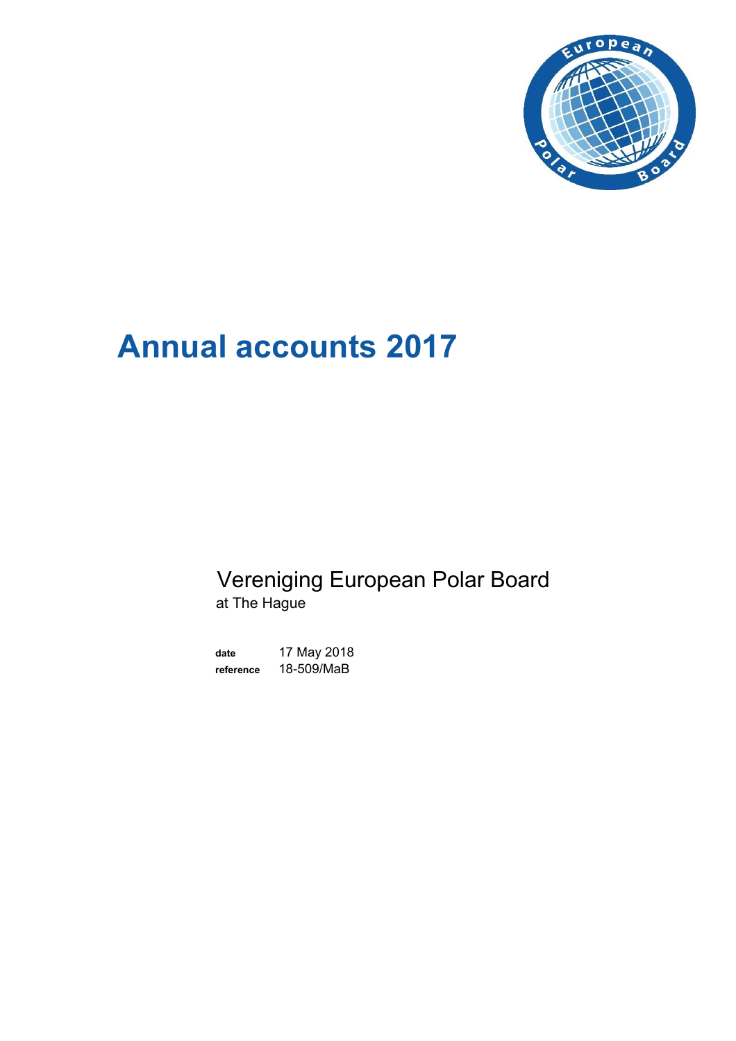# Annual accounts 2017

Vereniging European Polar Board
at The Hague

**date** 17 May 2018
**reference** 18-509/MaB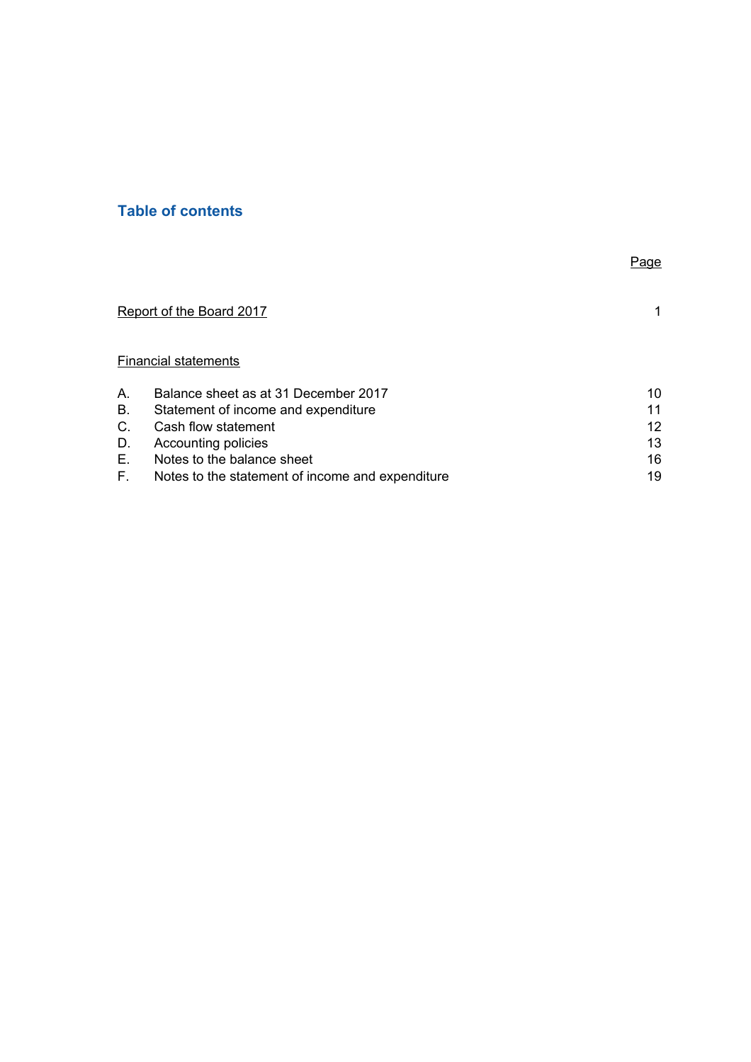## Table of contents

| | | Page |
|---|---|---|
| Report of the Board 2017 | | 1 |
| Financial statements | | |
| A. | Balance sheet as at 31 December 2017 | 10 |
| B. | Statement of income and expenditure | 11 |
| C. | Cash flow statement | 12 |
| D. | Accounting policies | 13 |
| E. | Notes to the balance sheet | 16 |
| F. | Notes to the statement of income and expenditure | 19 |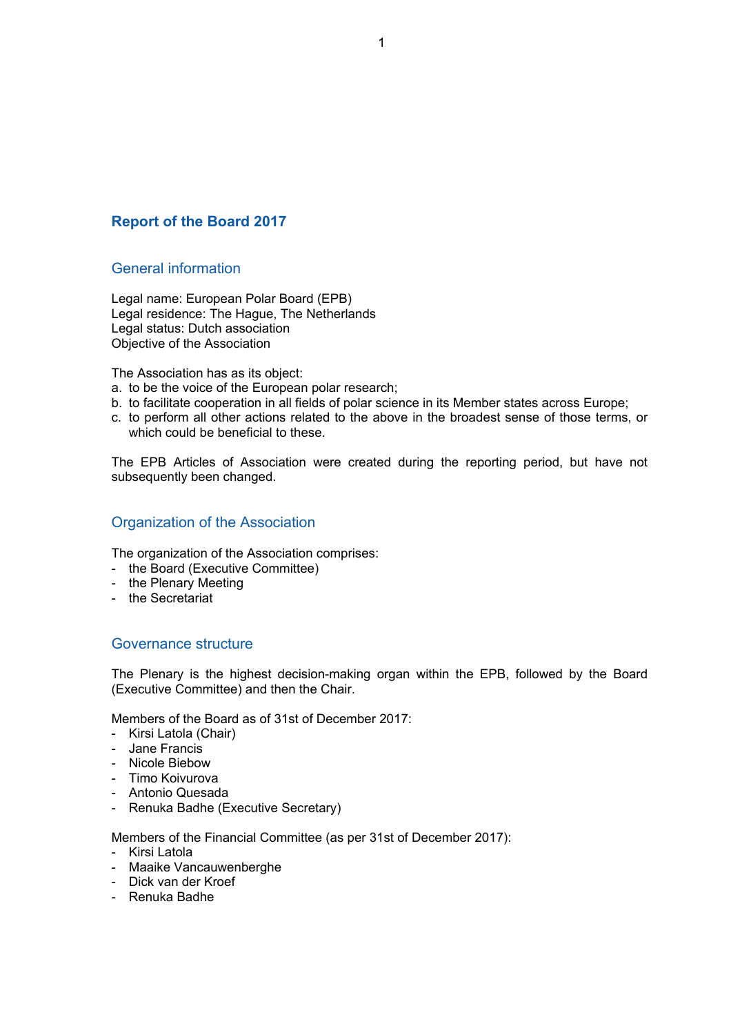# Report of the Board 2017

## General information

Legal name: European Polar Board (EPB)
Legal residence: The Hague, The Netherlands
Legal status: Dutch association
Objective of the Association

The Association has as its object:

a. to be the voice of the European polar research;
b. to facilitate cooperation in all fields of polar science in its Member states across Europe;
c. to perform all other actions related to the above in the broadest sense of those terms, or which could be beneficial to these.

The EPB Articles of Association were created during the reporting period, but have not subsequently been changed.

## Organization of the Association

The organization of the Association comprises:

- the Board (Executive Committee)
- the Plenary Meeting
- the Secretariat

## Governance structure

The Plenary is the highest decision-making organ within the EPB, followed by the Board (Executive Committee) and then the Chair.

Members of the Board as of 31st of December 2017:

- Kirsi Latola (Chair)
- Jane Francis
- Nicole Biebow
- Timo Koivurova
- Antonio Quesada
- Renuka Badhe (Executive Secretary)

Members of the Financial Committee (as per 31st of December 2017):

- Kirsi Latola
- Maaike Vancauwenberghe
- Dick van der Kroef
- Renuka Badhe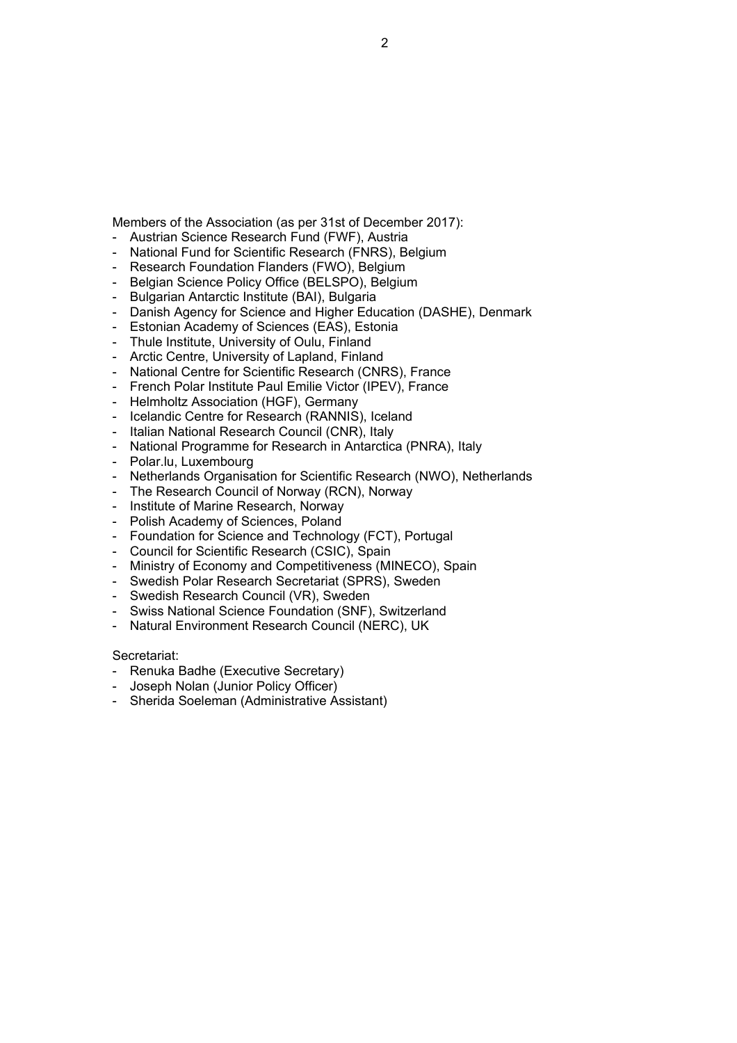Members of the Association (as per 31st of December 2017):

- Austrian Science Research Fund (FWF), Austria
- National Fund for Scientific Research (FNRS), Belgium
- Research Foundation Flanders (FWO), Belgium
- Belgian Science Policy Office (BELSPO), Belgium
- Bulgarian Antarctic Institute (BAI), Bulgaria
- Danish Agency for Science and Higher Education (DASHE), Denmark
- Estonian Academy of Sciences (EAS), Estonia
- Thule Institute, University of Oulu, Finland
- Arctic Centre, University of Lapland, Finland
- National Centre for Scientific Research (CNRS), France
- French Polar Institute Paul Emilie Victor (IPEV), France
- Helmholtz Association (HGF), Germany
- Icelandic Centre for Research (RANNIS), Iceland
- Italian National Research Council (CNR), Italy
- National Programme for Research in Antarctica (PNRA), Italy
- Polar.lu, Luxembourg
- Netherlands Organisation for Scientific Research (NWO), Netherlands
- The Research Council of Norway (RCN), Norway
- Institute of Marine Research, Norway
- Polish Academy of Sciences, Poland
- Foundation for Science and Technology (FCT), Portugal
- Council for Scientific Research (CSIC), Spain
- Ministry of Economy and Competitiveness (MINECO), Spain
- Swedish Polar Research Secretariat (SPRS), Sweden
- Swedish Research Council (VR), Sweden
- Swiss National Science Foundation (SNF), Switzerland
- Natural Environment Research Council (NERC), UK

Secretariat:

- Renuka Badhe (Executive Secretary)
- Joseph Nolan (Junior Policy Officer)
- Sherida Soeleman (Administrative Assistant)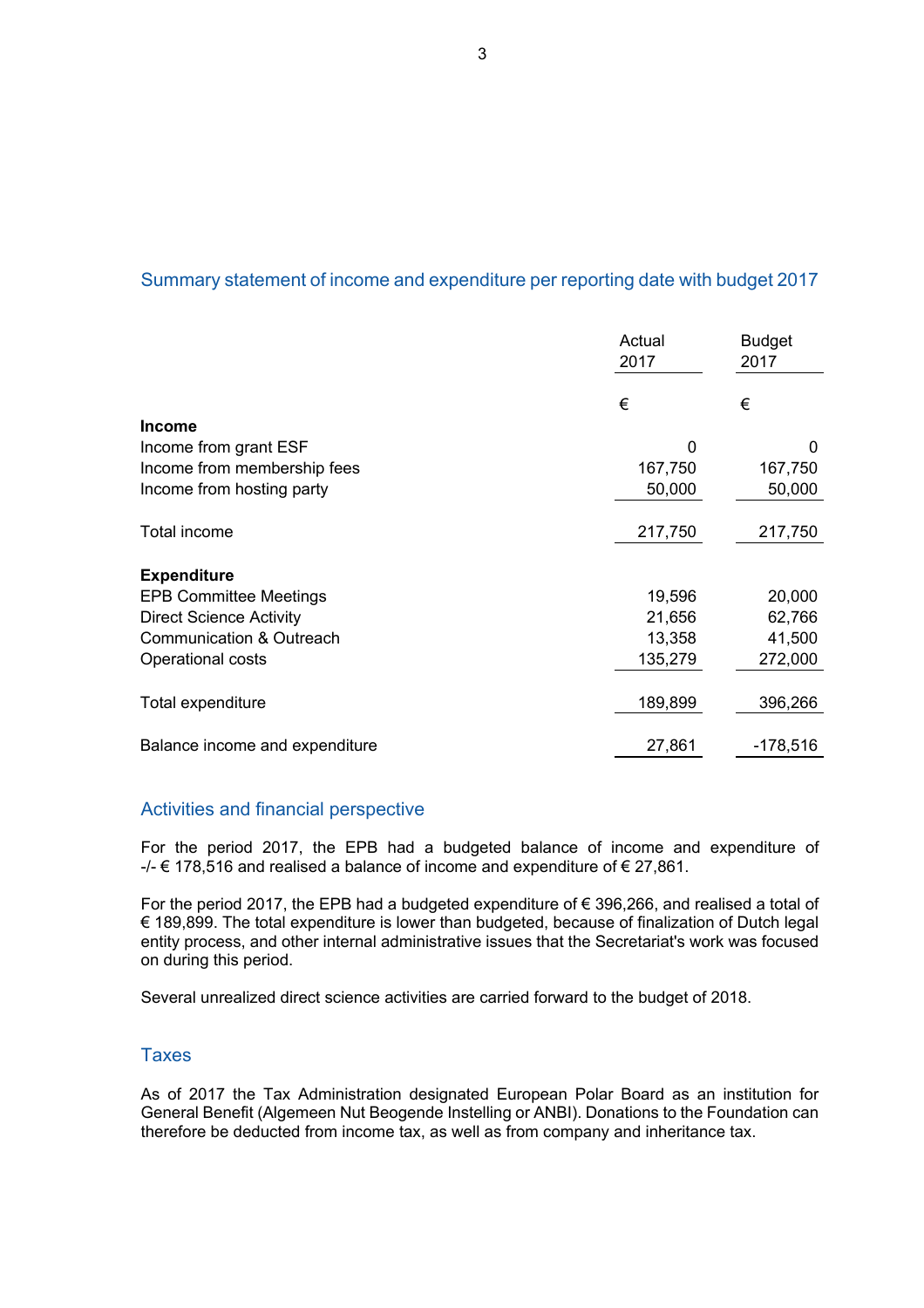## Summary statement of income and expenditure per reporting date with budget 2017

| | Actual 2017 | Budget 2017 |
|---|---|---|
| | € | € |
| **Income** | | |
| Income from grant ESF | 0 | 0 |
| Income from membership fees | 167,750 | 167,750 |
| Income from hosting party | 50,000 | 50,000 |
| Total income | 217,750 | 217,750 |
| **Expenditure** | | |
| EPB Committee Meetings | 19,596 | 20,000 |
| Direct Science Activity | 21,656 | 62,766 |
| Communication & Outreach | 13,358 | 41,500 |
| Operational costs | 135,279 | 272,000 |
| Total expenditure | 189,899 | 396,266 |
| Balance income and expenditure | 27,861 | -178,516 |

## Activities and financial perspective

For the period 2017, the EPB had a budgeted balance of income and expenditure of -/- € 178,516 and realised a balance of income and expenditure of € 27,861.

For the period 2017, the EPB had a budgeted expenditure of € 396,266, and realised a total of € 189,899. The total expenditure is lower than budgeted, because of finalization of Dutch legal entity process, and other internal administrative issues that the Secretariat's work was focused on during this period.

Several unrealized direct science activities are carried forward to the budget of 2018.

## Taxes

As of 2017 the Tax Administration designated European Polar Board as an institution for General Benefit (Algemeen Nut Beogende Instelling or ANBI). Donations to the Foundation can therefore be deducted from income tax, as well as from company and inheritance tax.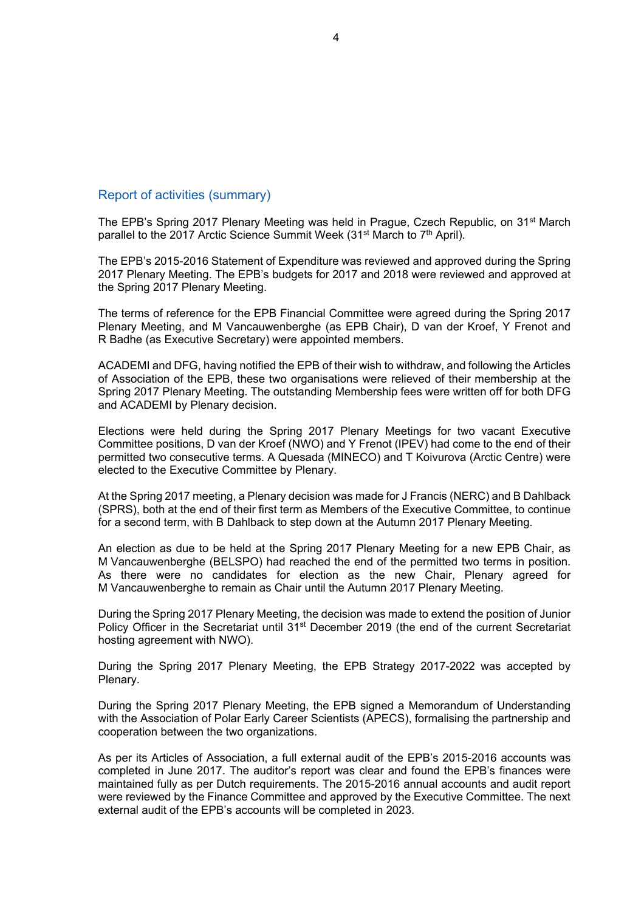## Report of activities (summary)

The EPB's Spring 2017 Plenary Meeting was held in Prague, Czech Republic, on 31st March parallel to the 2017 Arctic Science Summit Week (31st March to 7th April).

The EPB's 2015-2016 Statement of Expenditure was reviewed and approved during the Spring 2017 Plenary Meeting. The EPB's budgets for 2017 and 2018 were reviewed and approved at the Spring 2017 Plenary Meeting.

The terms of reference for the EPB Financial Committee were agreed during the Spring 2017 Plenary Meeting, and M Vancauwenberghe (as EPB Chair), D van der Kroef, Y Frenot and R Badhe (as Executive Secretary) were appointed members.

ACADEMI and DFG, having notified the EPB of their wish to withdraw, and following the Articles of Association of the EPB, these two organisations were relieved of their membership at the Spring 2017 Plenary Meeting. The outstanding Membership fees were written off for both DFG and ACADEMI by Plenary decision.

Elections were held during the Spring 2017 Plenary Meetings for two vacant Executive Committee positions, D van der Kroef (NWO) and Y Frenot (IPEV) had come to the end of their permitted two consecutive terms. A Quesada (MINECO) and T Koivurova (Arctic Centre) were elected to the Executive Committee by Plenary.

At the Spring 2017 meeting, a Plenary decision was made for J Francis (NERC) and B Dahlback (SPRS), both at the end of their first term as Members of the Executive Committee, to continue for a second term, with B Dahlback to step down at the Autumn 2017 Plenary Meeting.

An election as due to be held at the Spring 2017 Plenary Meeting for a new EPB Chair, as M Vancauwenberghe (BELSPO) had reached the end of the permitted two terms in position. As there were no candidates for election as the new Chair, Plenary agreed for M Vancauwenberghe to remain as Chair until the Autumn 2017 Plenary Meeting.

During the Spring 2017 Plenary Meeting, the decision was made to extend the position of Junior Policy Officer in the Secretariat until 31st December 2019 (the end of the current Secretariat hosting agreement with NWO).

During the Spring 2017 Plenary Meeting, the EPB Strategy 2017-2022 was accepted by Plenary.

During the Spring 2017 Plenary Meeting, the EPB signed a Memorandum of Understanding with the Association of Polar Early Career Scientists (APECS), formalising the partnership and cooperation between the two organizations.

As per its Articles of Association, a full external audit of the EPB's 2015-2016 accounts was completed in June 2017. The auditor's report was clear and found the EPB's finances were maintained fully as per Dutch requirements. The 2015-2016 annual accounts and audit report were reviewed by the Finance Committee and approved by the Executive Committee. The next external audit of the EPB's accounts will be completed in 2023.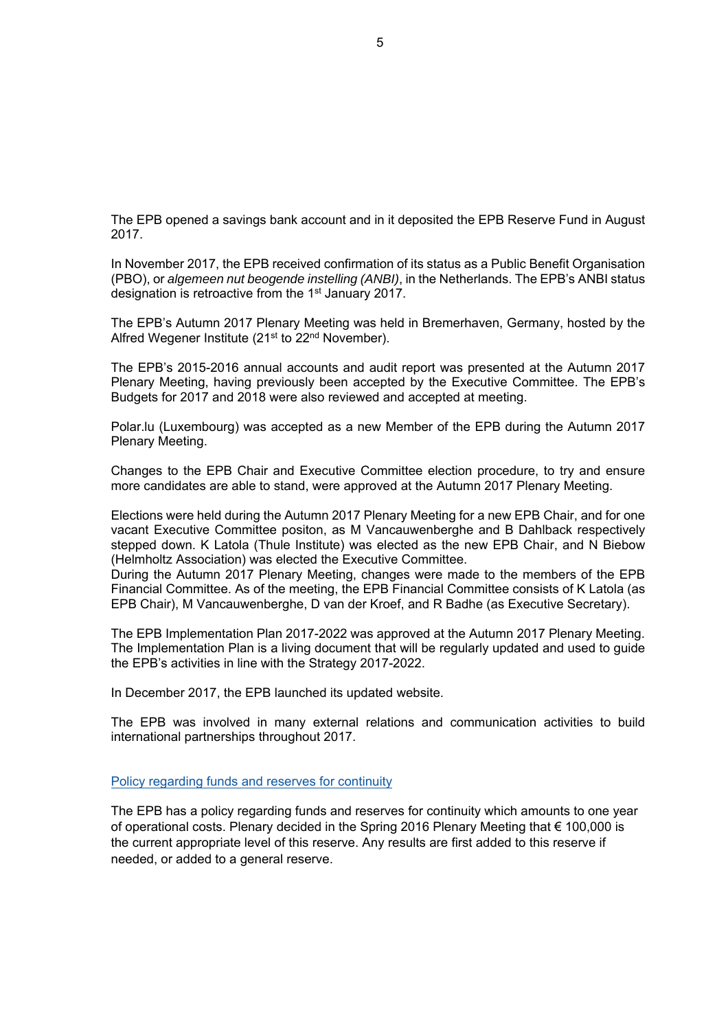The EPB opened a savings bank account and in it deposited the EPB Reserve Fund in August 2017.

In November 2017, the EPB received confirmation of its status as a Public Benefit Organisation (PBO), or *algemeen nut beogende instelling (ANBI)*, in the Netherlands. The EPB's ANBI status designation is retroactive from the 1st January 2017.

The EPB's Autumn 2017 Plenary Meeting was held in Bremerhaven, Germany, hosted by the Alfred Wegener Institute (21st to 22nd November).

The EPB's 2015-2016 annual accounts and audit report was presented at the Autumn 2017 Plenary Meeting, having previously been accepted by the Executive Committee. The EPB's Budgets for 2017 and 2018 were also reviewed and accepted at meeting.

Polar.lu (Luxembourg) was accepted as a new Member of the EPB during the Autumn 2017 Plenary Meeting.

Changes to the EPB Chair and Executive Committee election procedure, to try and ensure more candidates are able to stand, were approved at the Autumn 2017 Plenary Meeting.

Elections were held during the Autumn 2017 Plenary Meeting for a new EPB Chair, and for one vacant Executive Committee positon, as M Vancauwenberghe and B Dahlback respectively stepped down. K Latola (Thule Institute) was elected as the new EPB Chair, and N Biebow (Helmholtz Association) was elected the Executive Committee.
During the Autumn 2017 Plenary Meeting, changes were made to the members of the EPB Financial Committee. As of the meeting, the EPB Financial Committee consists of K Latola (as EPB Chair), M Vancauwenberghe, D van der Kroef, and R Badhe (as Executive Secretary).

The EPB Implementation Plan 2017-2022 was approved at the Autumn 2017 Plenary Meeting. The Implementation Plan is a living document that will be regularly updated and used to guide the EPB's activities in line with the Strategy 2017-2022.

In December 2017, the EPB launched its updated website.

The EPB was involved in many external relations and communication activities to build international partnerships throughout 2017.

## Policy regarding funds and reserves for continuity

The EPB has a policy regarding funds and reserves for continuity which amounts to one year of operational costs. Plenary decided in the Spring 2016 Plenary Meeting that € 100,000 is the current appropriate level of this reserve. Any results are first added to this reserve if needed, or added to a general reserve.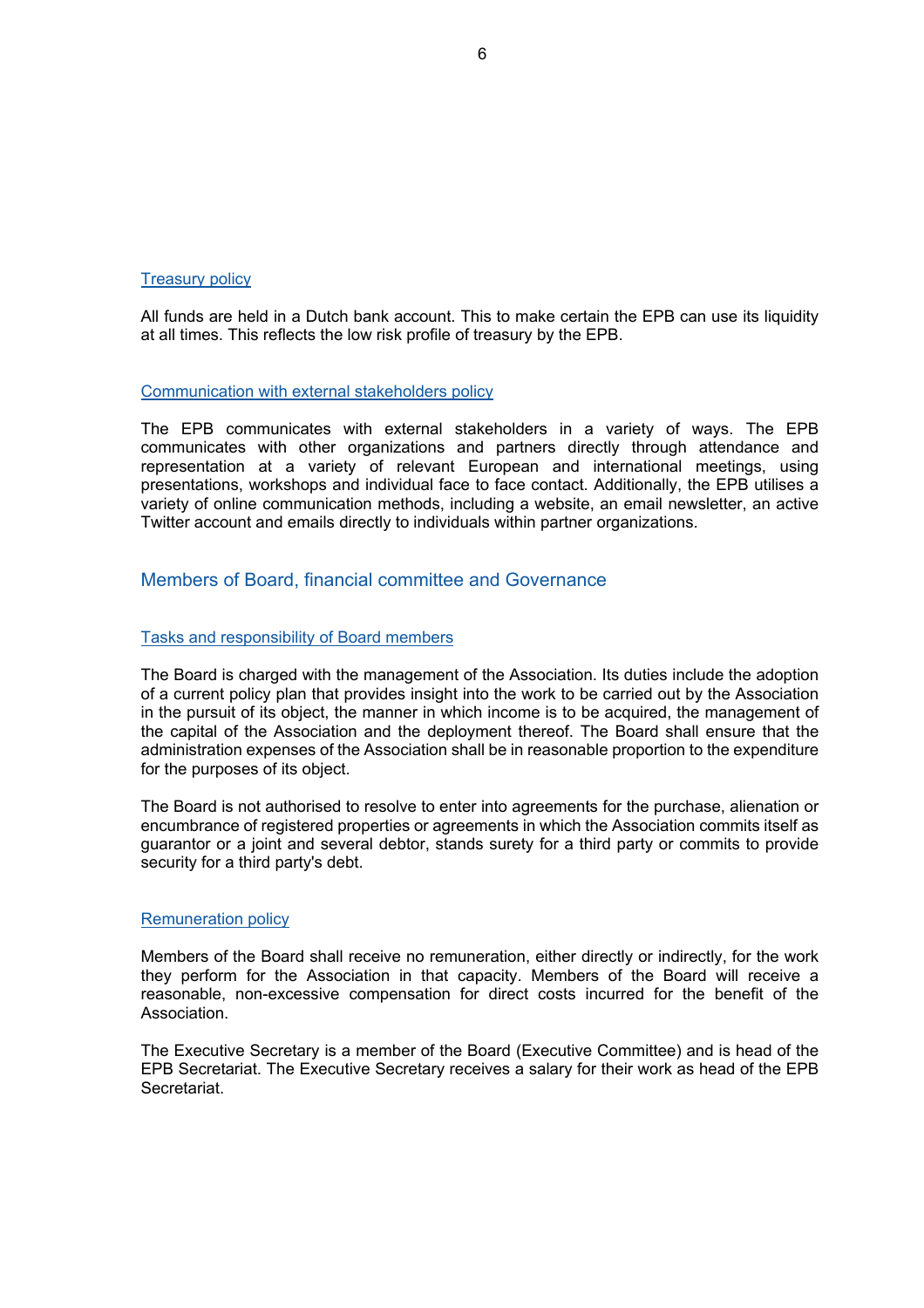### Treasury policy

All funds are held in a Dutch bank account. This to make certain the EPB can use its liquidity at all times. This reflects the low risk profile of treasury by the EPB.

### Communication with external stakeholders policy

The EPB communicates with external stakeholders in a variety of ways. The EPB communicates with other organizations and partners directly through attendance and representation at a variety of relevant European and international meetings, using presentations, workshops and individual face to face contact. Additionally, the EPB utilises a variety of online communication methods, including a website, an email newsletter, an active Twitter account and emails directly to individuals within partner organizations.

## Members of Board, financial committee and Governance

### Tasks and responsibility of Board members

The Board is charged with the management of the Association. Its duties include the adoption of a current policy plan that provides insight into the work to be carried out by the Association in the pursuit of its object, the manner in which income is to be acquired, the management of the capital of the Association and the deployment thereof. The Board shall ensure that the administration expenses of the Association shall be in reasonable proportion to the expenditure for the purposes of its object.

The Board is not authorised to resolve to enter into agreements for the purchase, alienation or encumbrance of registered properties or agreements in which the Association commits itself as guarantor or a joint and several debtor, stands surety for a third party or commits to provide security for a third party's debt.

### Remuneration policy

Members of the Board shall receive no remuneration, either directly or indirectly, for the work they perform for the Association in that capacity. Members of the Board will receive a reasonable, non-excessive compensation for direct costs incurred for the benefit of the Association.

The Executive Secretary is a member of the Board (Executive Committee) and is head of the EPB Secretariat. The Executive Secretary receives a salary for their work as head of the EPB Secretariat.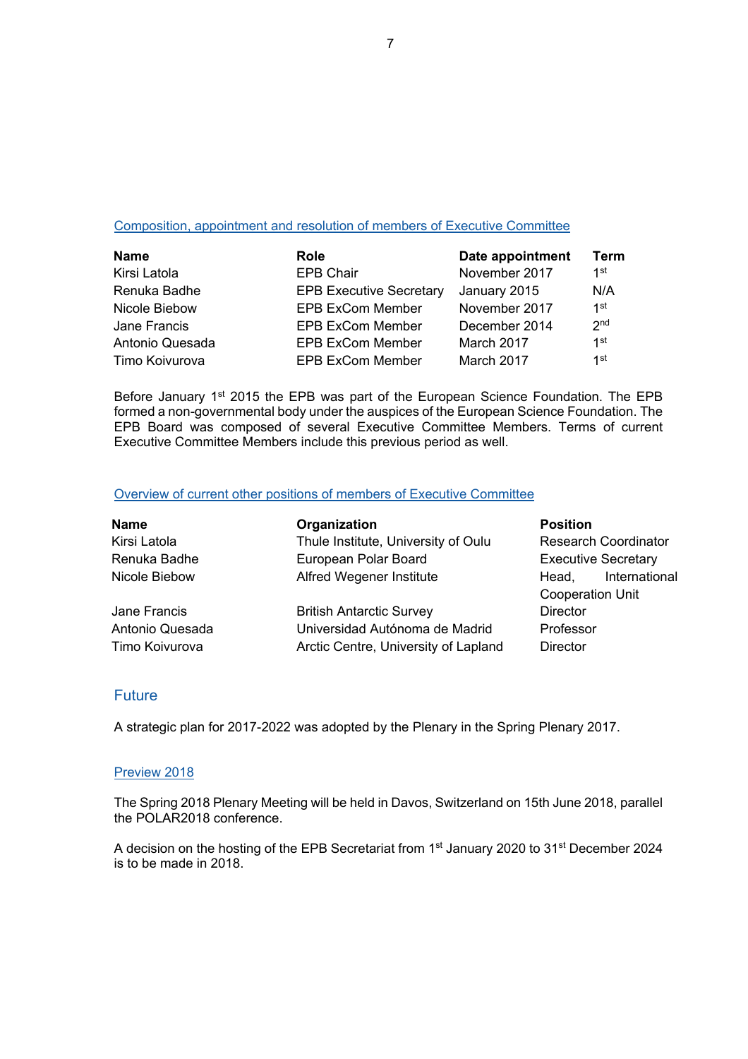### Composition, appointment and resolution of members of Executive Committee

| Name | Role | Date appointment | Term |
|---|---|---|---|
| Kirsi Latola | EPB Chair | November 2017 | 1st |
| Renuka Badhe | EPB Executive Secretary | January 2015 | N/A |
| Nicole Biebow | EPB ExCom Member | November 2017 | 1st |
| Jane Francis | EPB ExCom Member | December 2014 | 2nd |
| Antonio Quesada | EPB ExCom Member | March 2017 | 1st |
| Timo Koivurova | EPB ExCom Member | March 2017 | 1st |

Before January 1st 2015 the EPB was part of the European Science Foundation. The EPB formed a non-governmental body under the auspices of the European Science Foundation. The EPB Board was composed of several Executive Committee Members. Terms of current Executive Committee Members include this previous period as well.

### Overview of current other positions of members of Executive Committee

| Name | Organization | Position |
|---|---|---|
| Kirsi Latola | Thule Institute, University of Oulu | Research Coordinator |
| Renuka Badhe | European Polar Board | Executive Secretary |
| Nicole Biebow | Alfred Wegener Institute | Head, International Cooperation Unit |
| Jane Francis | British Antarctic Survey | Director |
| Antonio Quesada | Universidad Autónoma de Madrid | Professor |
| Timo Koivurova | Arctic Centre, University of Lapland | Director |

## Future

A strategic plan for 2017-2022 was adopted by the Plenary in the Spring Plenary 2017.

### Preview 2018

The Spring 2018 Plenary Meeting will be held in Davos, Switzerland on 15th June 2018, parallel the POLAR2018 conference.

A decision on the hosting of the EPB Secretariat from 1st January 2020 to 31st December 2024 is to be made in 2018.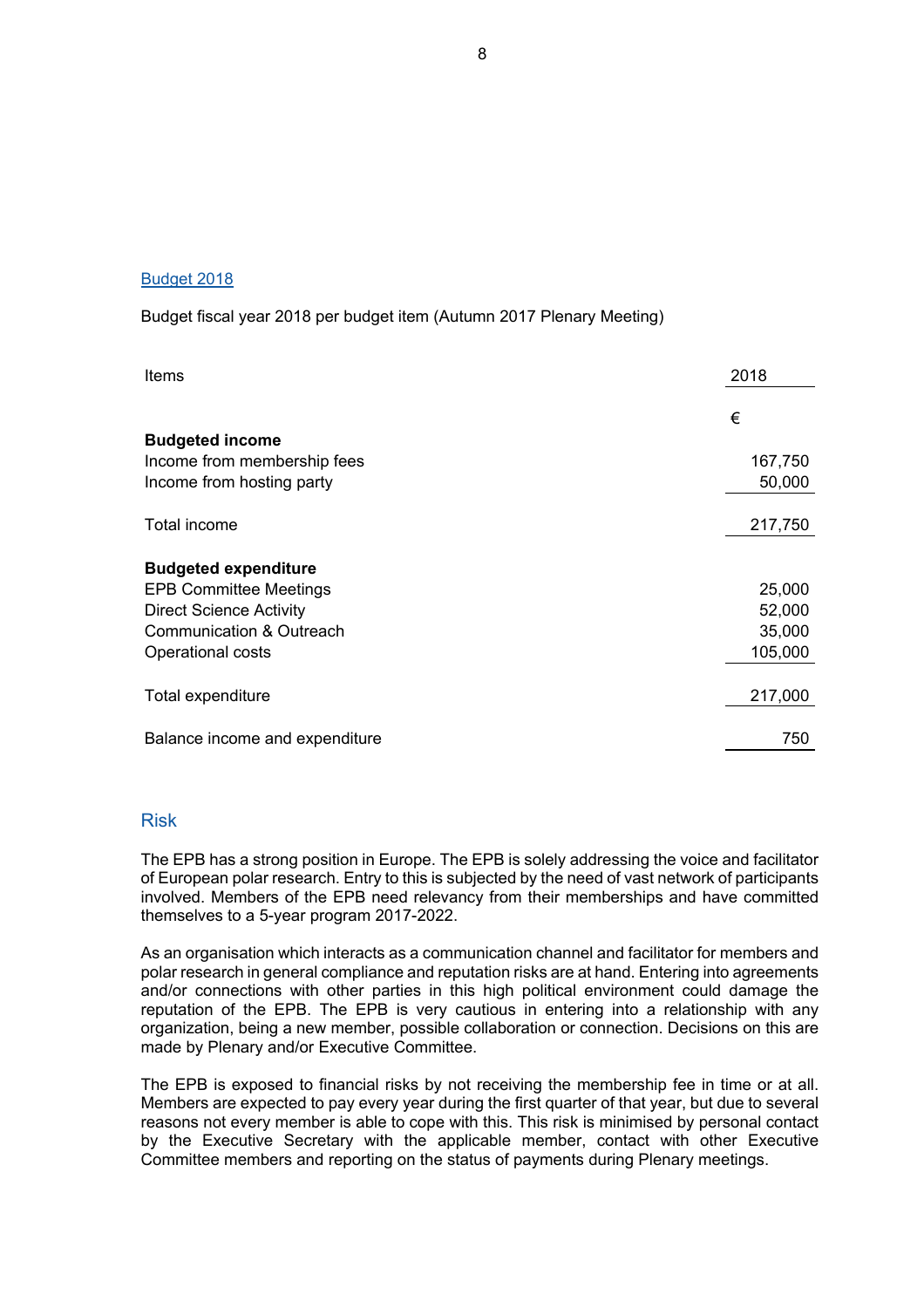## Budget 2018

Budget fiscal year 2018 per budget item (Autumn 2017 Plenary Meeting)

| Items | 2018 |
|---|---|
| | € |
| **Budgeted income** | |
| Income from membership fees | 167,750 |
| Income from hosting party | 50,000 |
| Total income | 217,750 |
| **Budgeted expenditure** | |
| EPB Committee Meetings | 25,000 |
| Direct Science Activity | 52,000 |
| Communication & Outreach | 35,000 |
| Operational costs | 105,000 |
| Total expenditure | 217,000 |
| Balance income and expenditure | 750 |

## Risk

The EPB has a strong position in Europe. The EPB is solely addressing the voice and facilitator of European polar research. Entry to this is subjected by the need of vast network of participants involved. Members of the EPB need relevancy from their memberships and have committed themselves to a 5-year program 2017-2022.

As an organisation which interacts as a communication channel and facilitator for members and polar research in general compliance and reputation risks are at hand. Entering into agreements and/or connections with other parties in this high political environment could damage the reputation of the EPB. The EPB is very cautious in entering into a relationship with any organization, being a new member, possible collaboration or connection. Decisions on this are made by Plenary and/or Executive Committee.

The EPB is exposed to financial risks by not receiving the membership fee in time or at all. Members are expected to pay every year during the first quarter of that year, but due to several reasons not every member is able to cope with this. This risk is minimised by personal contact by the Executive Secretary with the applicable member, contact with other Executive Committee members and reporting on the status of payments during Plenary meetings.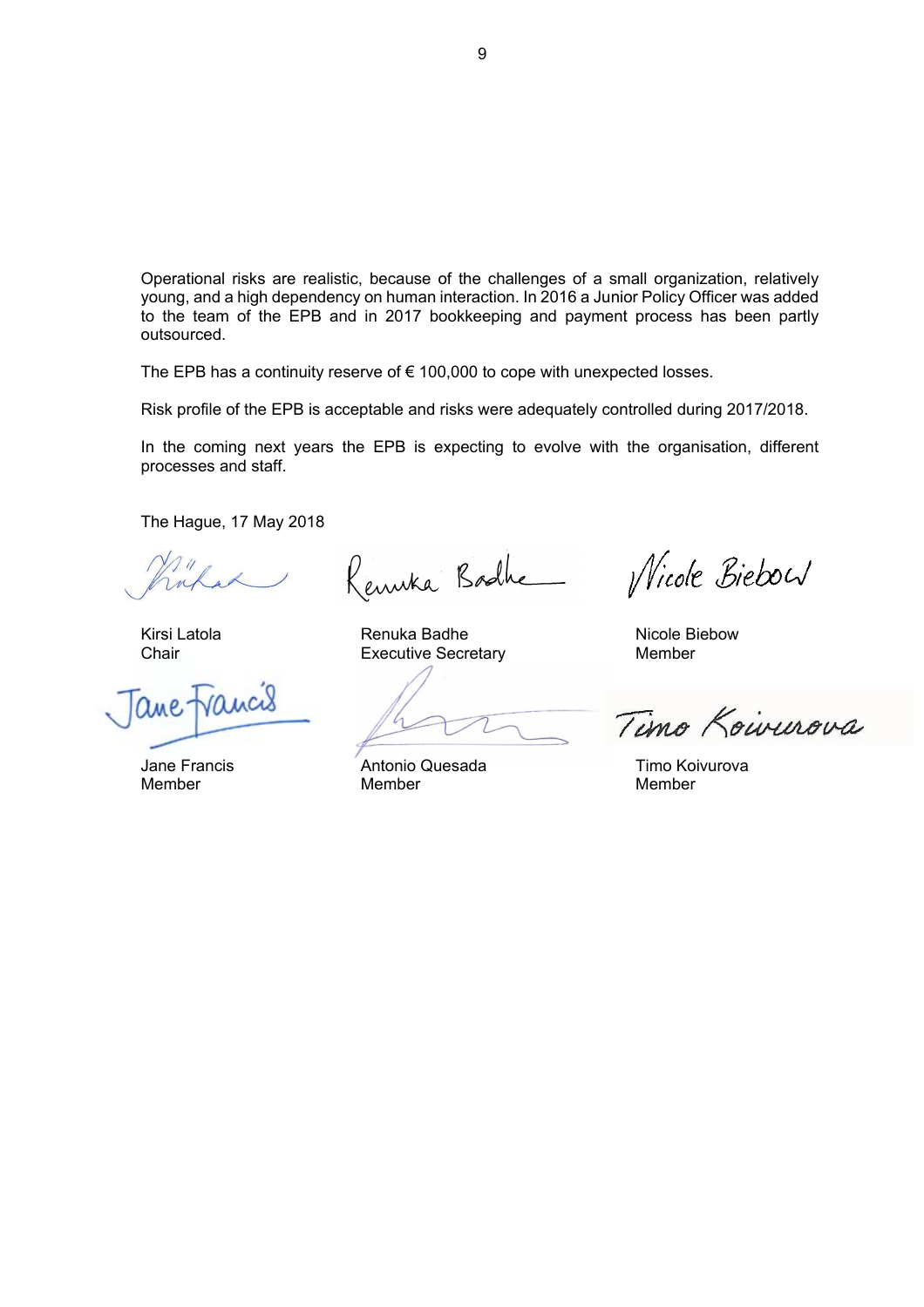Operational risks are realistic, because of the challenges of a small organization, relatively young, and a high dependency on human interaction. In 2016 a Junior Policy Officer was added to the team of the EPB and in 2017 bookkeeping and payment process has been partly outsourced.

The EPB has a continuity reserve of € 100,000 to cope with unexpected losses.

Risk profile of the EPB is acceptable and risks were adequately controlled during 2017/2018.

In the coming next years the EPB is expecting to evolve with the organisation, different processes and staff.

The Hague, 17 May 2018

| | | |
|---|---|---|
| Kirsi Latola<br>Chair | Renuka Badhe<br>Executive Secretary | Nicole Biebow<br>Member |
| Jane Francis<br>Member | Antonio Quesada<br>Member | Timo Koivurova<br>Member |